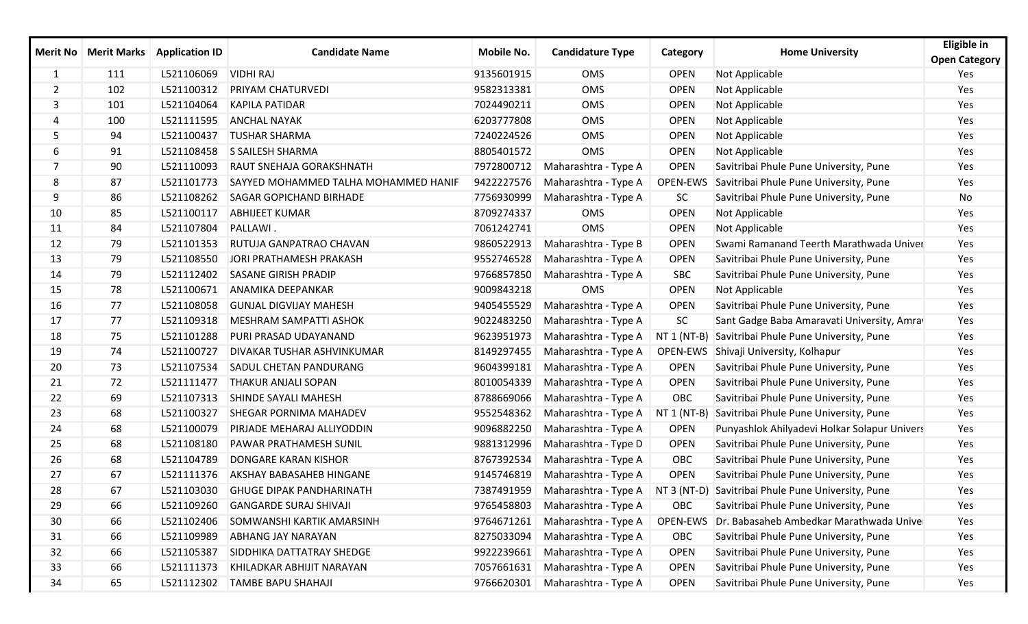| Merit No | Merit Marks | Application ID | Candidate Name | Mobile No. | Candidature Type | Category | Home University | Eligible in Open Category |
|---|---|---|---|---|---|---|---|---|
| 1 | 111 | L521106069 | VIDHI RAJ | 9135601915 | OMS | OPEN | Not Applicable | Yes |
| 2 | 102 | L521100312 | PRIYAM CHATURVEDI | 9582313381 | OMS | OPEN | Not Applicable | Yes |
| 3 | 101 | L521104064 | KAPILA PATIDAR | 7024490211 | OMS | OPEN | Not Applicable | Yes |
| 4 | 100 | L521111595 | ANCHAL NAYAK | 6203777808 | OMS | OPEN | Not Applicable | Yes |
| 5 | 94 | L521100437 | TUSHAR SHARMA | 7240224526 | OMS | OPEN | Not Applicable | Yes |
| 6 | 91 | L521108458 | S SAILESH SHARMA | 8805401572 | OMS | OPEN | Not Applicable | Yes |
| 7 | 90 | L521110093 | RAUT SNEHAJA GORAKSHNATH | 7972800712 | Maharashtra - Type A | OPEN | Savitribai Phule Pune University, Pune | Yes |
| 8 | 87 | L521101773 | SAYYED MOHAMMED TALHA MOHAMMED HANIF | 9422227576 | Maharashtra - Type A | OPEN-EWS | Savitribai Phule Pune University, Pune | Yes |
| 9 | 86 | L521108262 | SAGAR GOPICHAND BIRHADE | 7756930999 | Maharashtra - Type A | SC | Savitribai Phule Pune University, Pune | No |
| 10 | 85 | L521100117 | ABHIJEET KUMAR | 8709274337 | OMS | OPEN | Not Applicable | Yes |
| 11 | 84 | L521107804 | PALLAWI . | 7061242741 | OMS | OPEN | Not Applicable | Yes |
| 12 | 79 | L521101353 | RUTUJA GANPATRAO CHAVAN | 9860522913 | Maharashtra - Type B | OPEN | Swami Ramanand Teerth Marathwada Univer | Yes |
| 13 | 79 | L521108550 | JORI PRATHAMESH PRAKASH | 9552746528 | Maharashtra - Type A | OPEN | Savitribai Phule Pune University, Pune | Yes |
| 14 | 79 | L521112402 | SASANE GIRISH PRADIP | 9766857850 | Maharashtra - Type A | SBC | Savitribai Phule Pune University, Pune | Yes |
| 15 | 78 | L521100671 | ANAMIKA DEEPANKAR | 9009843218 | OMS | OPEN | Not Applicable | Yes |
| 16 | 77 | L521108058 | GUNJAL DIGVIJAY MAHESH | 9405455529 | Maharashtra - Type A | OPEN | Savitribai Phule Pune University, Pune | Yes |
| 17 | 77 | L521109318 | MESHRAM SAMPATTI ASHOK | 9022483250 | Maharashtra - Type A | SC | Sant Gadge Baba Amaravati University, Amra | Yes |
| 18 | 75 | L521101288 | PURI PRASAD UDAYANAND | 9623951973 | Maharashtra - Type A | NT 1 (NT-B) | Savitribai Phule Pune University, Pune | Yes |
| 19 | 74 | L521100727 | DIVAKAR TUSHAR ASHVINKUMAR | 8149297455 | Maharashtra - Type A | OPEN-EWS | Shivaji University, Kolhapur | Yes |
| 20 | 73 | L521107534 | SADUL CHETAN PANDURANG | 9604399181 | Maharashtra - Type A | OPEN | Savitribai Phule Pune University, Pune | Yes |
| 21 | 72 | L521111477 | THAKUR ANJALI SOPAN | 8010054339 | Maharashtra - Type A | OPEN | Savitribai Phule Pune University, Pune | Yes |
| 22 | 69 | L521107313 | SHINDE SAYALI MAHESH | 8788669066 | Maharashtra - Type A | OBC | Savitribai Phule Pune University, Pune | Yes |
| 23 | 68 | L521100327 | SHEGAR PORNIMA MAHADEV | 9552548362 | Maharashtra - Type A | NT 1 (NT-B) | Savitribai Phule Pune University, Pune | Yes |
| 24 | 68 | L521100079 | PIRJADE MEHARAJ ALLIYODDIN | 9096882250 | Maharashtra - Type A | OPEN | Punyashlok Ahilyadevi Holkar Solapur Univers | Yes |
| 25 | 68 | L521108180 | PAWAR PRATHAMESH SUNIL | 9881312996 | Maharashtra - Type D | OPEN | Savitribai Phule Pune University, Pune | Yes |
| 26 | 68 | L521104789 | DONGARE KARAN KISHOR | 8767392534 | Maharashtra - Type A | OBC | Savitribai Phule Pune University, Pune | Yes |
| 27 | 67 | L521111376 | AKSHAY BABASAHEB HINGANE | 9145746819 | Maharashtra - Type A | OPEN | Savitribai Phule Pune University, Pune | Yes |
| 28 | 67 | L521103030 | GHUGE DIPAK PANDHARINATH | 7387491959 | Maharashtra - Type A | NT 3 (NT-D) | Savitribai Phule Pune University, Pune | Yes |
| 29 | 66 | L521109260 | GANGARDE SURAJ SHIVAJI | 9765458803 | Maharashtra - Type A | OBC | Savitribai Phule Pune University, Pune | Yes |
| 30 | 66 | L521102406 | SOMWANSHI KARTIK AMARSINH | 9764671261 | Maharashtra - Type A | OPEN-EWS | Dr. Babasaheb Ambedkar Marathwada Unive | Yes |
| 31 | 66 | L521109989 | ABHANG JAY NARAYAN | 8275033094 | Maharashtra - Type A | OBC | Savitribai Phule Pune University, Pune | Yes |
| 32 | 66 | L521105387 | SIDDHIKA DATTATRAY SHEDGE | 9922239661 | Maharashtra - Type A | OPEN | Savitribai Phule Pune University, Pune | Yes |
| 33 | 66 | L521111373 | KHILADKAR ABHIJIT NARAYAN | 7057661631 | Maharashtra - Type A | OPEN | Savitribai Phule Pune University, Pune | Yes |
| 34 | 65 | L521112302 | TAMBE BAPU SHAHAJI | 9766620301 | Maharashtra - Type A | OPEN | Savitribai Phule Pune University, Pune | Yes |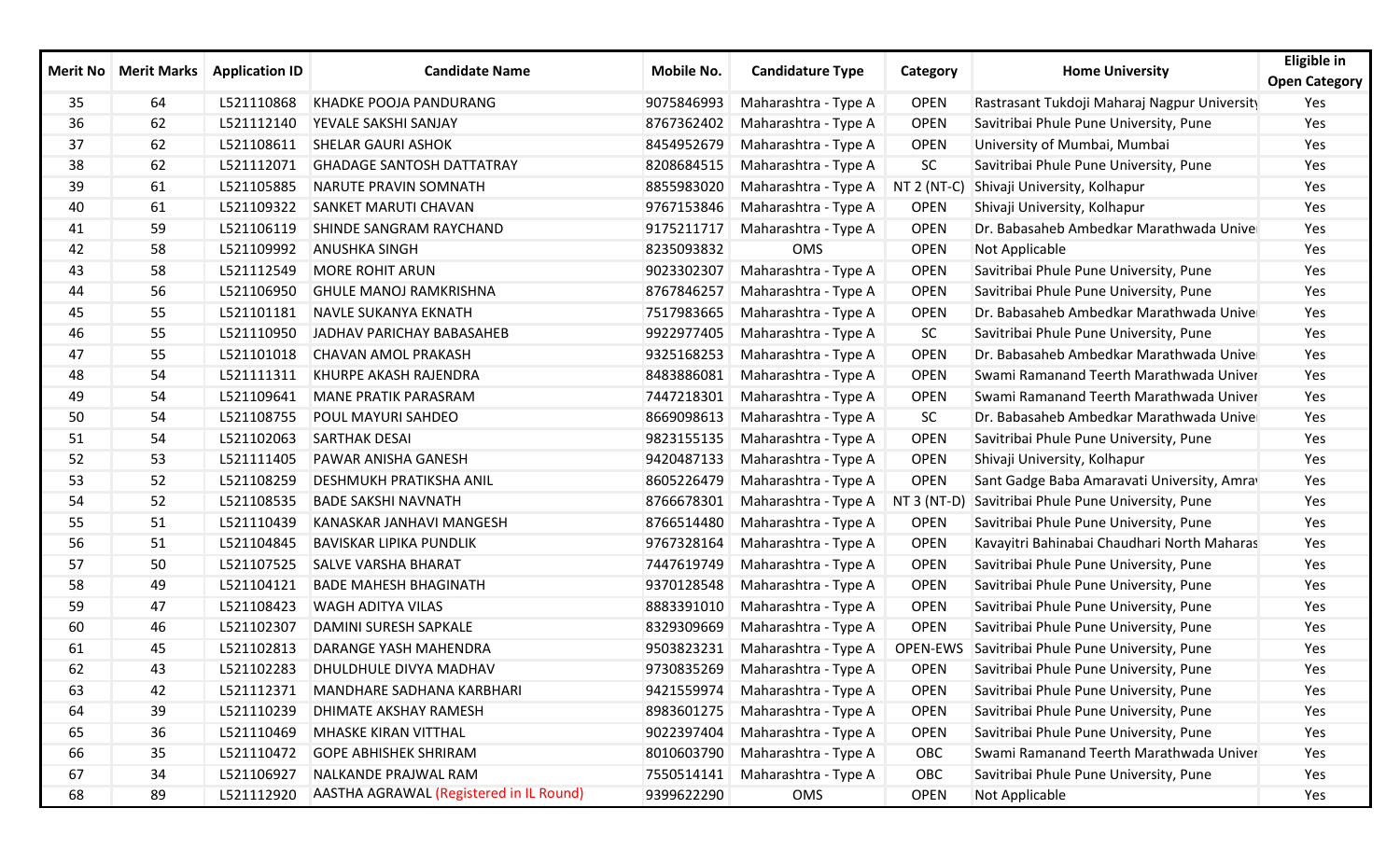| Merit No | Merit Marks | Application ID | Candidate Name | Mobile No. | Candidature Type | Category | Home University | Eligible in Open Category |
|---|---|---|---|---|---|---|---|---|
| 35 | 64 | L521110868 | KHADKE POOJA PANDURANG | 9075846993 | Maharashtra - Type A | OPEN | Rastrasant Tukdoji Maharaj Nagpur University | Yes |
| 36 | 62 | L521112140 | YEVALE SAKSHI SANJAY | 8767362402 | Maharashtra - Type A | OPEN | Savitribai Phule Pune University, Pune | Yes |
| 37 | 62 | L521108611 | SHELAR GAURI ASHOK | 8454952679 | Maharashtra - Type A | OPEN | University of Mumbai, Mumbai | Yes |
| 38 | 62 | L521112071 | GHADAGE SANTOSH DATTATRAY | 8208684515 | Maharashtra - Type A | SC | Savitribai Phule Pune University, Pune | Yes |
| 39 | 61 | L521105885 | NARUTE PRAVIN SOMNATH | 8855983020 | Maharashtra - Type A | NT 2 (NT-C) | Shivaji University, Kolhapur | Yes |
| 40 | 61 | L521109322 | SANKET MARUTI CHAVAN | 9767153846 | Maharashtra - Type A | OPEN | Shivaji University, Kolhapur | Yes |
| 41 | 59 | L521106119 | SHINDE SANGRAM RAYCHAND | 9175211717 | Maharashtra - Type A | OPEN | Dr. Babasaheb Ambedkar Marathwada Unive | Yes |
| 42 | 58 | L521109992 | ANUSHKA SINGH | 8235093832 | OMS | OPEN | Not Applicable | Yes |
| 43 | 58 | L521112549 | MORE ROHIT ARUN | 9023302307 | Maharashtra - Type A | OPEN | Savitribai Phule Pune University, Pune | Yes |
| 44 | 56 | L521106950 | GHULE MANOJ RAMKRISHNA | 8767846257 | Maharashtra - Type A | OPEN | Savitribai Phule Pune University, Pune | Yes |
| 45 | 55 | L521101181 | NAVLE SUKANYA EKNATH | 7517983665 | Maharashtra - Type A | OPEN | Dr. Babasaheb Ambedkar Marathwada Unive | Yes |
| 46 | 55 | L521110950 | JADHAV PARICHAY BABASAHEB | 9922977405 | Maharashtra - Type A | SC | Savitribai Phule Pune University, Pune | Yes |
| 47 | 55 | L521101018 | CHAVAN AMOL PRAKASH | 9325168253 | Maharashtra - Type A | OPEN | Dr. Babasaheb Ambedkar Marathwada Unive | Yes |
| 48 | 54 | L521111311 | KHURPE AKASH RAJENDRA | 8483886081 | Maharashtra - Type A | OPEN | Swami Ramanand Teerth Marathwada Univer | Yes |
| 49 | 54 | L521109641 | MANE PRATIK PARASRAM | 7447218301 | Maharashtra - Type A | OPEN | Swami Ramanand Teerth Marathwada Univer | Yes |
| 50 | 54 | L521108755 | POUL MAYURI SAHDEO | 8669098613 | Maharashtra - Type A | SC | Dr. Babasaheb Ambedkar Marathwada Unive | Yes |
| 51 | 54 | L521102063 | SARTHAK DESAI | 9823155135 | Maharashtra - Type A | OPEN | Savitribai Phule Pune University, Pune | Yes |
| 52 | 53 | L521111405 | PAWAR ANISHA GANESH | 9420487133 | Maharashtra - Type A | OPEN | Shivaji University, Kolhapur | Yes |
| 53 | 52 | L521108259 | DESHMUKH PRATIKSHA ANIL | 8605226479 | Maharashtra - Type A | OPEN | Sant Gadge Baba Amaravati University, Amra | Yes |
| 54 | 52 | L521108535 | BADE SAKSHI NAVNATH | 8766678301 | Maharashtra - Type A | NT 3 (NT-D) | Savitribai Phule Pune University, Pune | Yes |
| 55 | 51 | L521110439 | KANASKAR JANHAVI MANGESH | 8766514480 | Maharashtra - Type A | OPEN | Savitribai Phule Pune University, Pune | Yes |
| 56 | 51 | L521104845 | BAVISKAR LIPIKA PUNDLIK | 9767328164 | Maharashtra - Type A | OPEN | Kavayitri Bahinabai Chaudhari North Maharas | Yes |
| 57 | 50 | L521107525 | SALVE VARSHA BHARAT | 7447619749 | Maharashtra - Type A | OPEN | Savitribai Phule Pune University, Pune | Yes |
| 58 | 49 | L521104121 | BADE MAHESH BHAGINATH | 9370128548 | Maharashtra - Type A | OPEN | Savitribai Phule Pune University, Pune | Yes |
| 59 | 47 | L521108423 | WAGH ADITYA VILAS | 8883391010 | Maharashtra - Type A | OPEN | Savitribai Phule Pune University, Pune | Yes |
| 60 | 46 | L521102307 | DAMINI SURESH SAPKALE | 8329309669 | Maharashtra - Type A | OPEN | Savitribai Phule Pune University, Pune | Yes |
| 61 | 45 | L521102813 | DARANGE YASH MAHENDRA | 9503823231 | Maharashtra - Type A | OPEN-EWS | Savitribai Phule Pune University, Pune | Yes |
| 62 | 43 | L521102283 | DHULDHULE DIVYA MADHAV | 9730835269 | Maharashtra - Type A | OPEN | Savitribai Phule Pune University, Pune | Yes |
| 63 | 42 | L521112371 | MANDHARE SADHANA KARBHARI | 9421559974 | Maharashtra - Type A | OPEN | Savitribai Phule Pune University, Pune | Yes |
| 64 | 39 | L521110239 | DHIMATE AKSHAY RAMESH | 8983601275 | Maharashtra - Type A | OPEN | Savitribai Phule Pune University, Pune | Yes |
| 65 | 36 | L521110469 | MHASKE KIRAN VITTHAL | 9022397404 | Maharashtra - Type A | OPEN | Savitribai Phule Pune University, Pune | Yes |
| 66 | 35 | L521110472 | GOPE ABHISHEK SHRIRAM | 8010603790 | Maharashtra - Type A | OBC | Swami Ramanand Teerth Marathwada Univer | Yes |
| 67 | 34 | L521106927 | NALKANDE PRAJWAL RAM | 7550514141 | Maharashtra - Type A | OBC | Savitribai Phule Pune University, Pune | Yes |
| 68 | 89 | L521112920 | AASTHA AGRAWAL (Registered in IL Round) | 9399622290 | OMS | OPEN | Not Applicable | Yes |